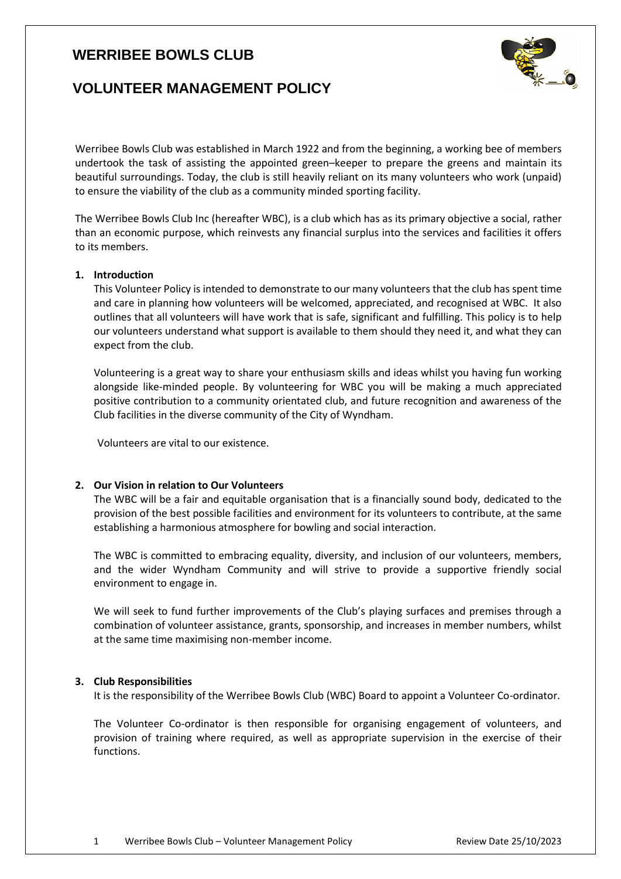# WERRIBEE BOWLS CLUB

# VOLUNTEER MANAGEMENT POLICY

Werribee Bowls Club was established in March 1922 and from the beginning, a working bee of members undertook the task of assisting the appointed green–keeper to prepare the greens and maintain its beautiful surroundings. Today, the club is still heavily reliant on its many volunteers who work (unpaid) to ensure the viability of the club as a community minded sporting facility.

The Werribee Bowls Club Inc (hereafter WBC), is a club which has as its primary objective a social, rather than an economic purpose, which reinvests any financial surplus into the services and facilities it offers to its members.

## 1. Introduction

This Volunteer Policy is intended to demonstrate to our many volunteers that the club has spent time and care in planning how volunteers will be welcomed, appreciated, and recognised at WBC. It also outlines that all volunteers will have work that is safe, significant and fulfilling. This policy is to help our volunteers understand what support is available to them should they need it, and what they can expect from the club.

Volunteering is a great way to share your enthusiasm skills and ideas whilst you having fun working alongside like-minded people. By volunteering for WBC you will be making a much appreciated positive contribution to a community orientated club, and future recognition and awareness of the Club facilities in the diverse community of the City of Wyndham.

Volunteers are vital to our existence.

## 2. Our Vision in relation to Our Volunteers

The WBC will be a fair and equitable organisation that is a financially sound body, dedicated to the provision of the best possible facilities and environment for its volunteers to contribute, at the same establishing a harmonious atmosphere for bowling and social interaction.

The WBC is committed to embracing equality, diversity, and inclusion of our volunteers, members, and the wider Wyndham Community and will strive to provide a supportive friendly social environment to engage in.

We will seek to fund further improvements of the Club's playing surfaces and premises through a combination of volunteer assistance, grants, sponsorship, and increases in member numbers, whilst at the same time maximising non-member income.

## 3. Club Responsibilities

It is the responsibility of the Werribee Bowls Club (WBC) Board to appoint a Volunteer Co-ordinator.

The Volunteer Co-ordinator is then responsible for organising engagement of volunteers, and provision of training where required, as well as appropriate supervision in the exercise of their functions.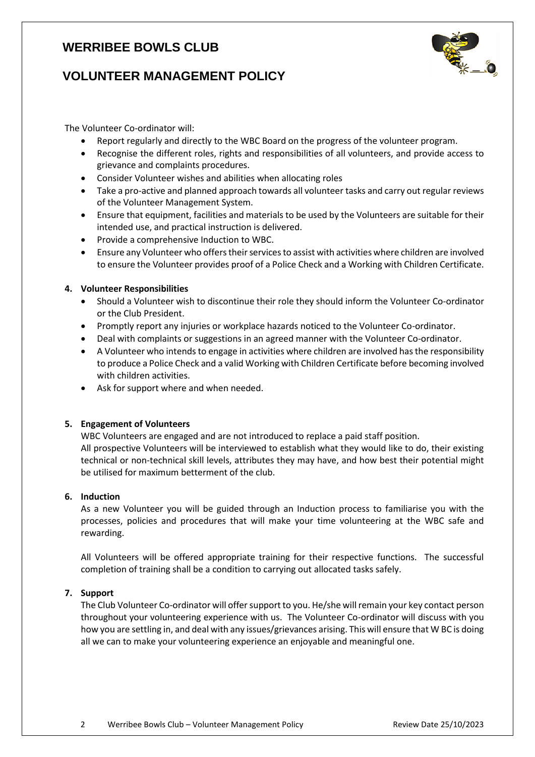The Volunteer Co-ordinator will:

- Report regularly and directly to the WBC Board on the progress of the volunteer program.
- Recognise the different roles, rights and responsibilities of all volunteers, and provide access to grievance and complaints procedures.
- Consider Volunteer wishes and abilities when allocating roles
- Take a pro-active and planned approach towards all volunteer tasks and carry out regular reviews of the Volunteer Management System.
- Ensure that equipment, facilities and materials to be used by the Volunteers are suitable for their intended use, and practical instruction is delivered.
- Provide a comprehensive Induction to WBC.
- Ensure any Volunteer who offers their services to assist with activities where children are involved to ensure the Volunteer provides proof of a Police Check and a Working with Children Certificate.

## 4. Volunteer Responsibilities

- Should a Volunteer wish to discontinue their role they should inform the Volunteer Co-ordinator or the Club President.
- Promptly report any injuries or workplace hazards noticed to the Volunteer Co-ordinator.
- Deal with complaints or suggestions in an agreed manner with the Volunteer Co-ordinator.
- A Volunteer who intends to engage in activities where children are involved has the responsibility to produce a Police Check and a valid Working with Children Certificate before becoming involved with children activities.
- Ask for support where and when needed.

## 5. Engagement of Volunteers

WBC Volunteers are engaged and are not introduced to replace a paid staff position.
All prospective Volunteers will be interviewed to establish what they would like to do, their existing technical or non-technical skill levels, attributes they may have, and how best their potential might be utilised for maximum betterment of the club.

## 6. Induction

As a new Volunteer you will be guided through an Induction process to familiarise you with the processes, policies and procedures that will make your time volunteering at the WBC safe and rewarding.

All Volunteers will be offered appropriate training for their respective functions. The successful completion of training shall be a condition to carrying out allocated tasks safely.

## 7. Support

The Club Volunteer Co-ordinator will offer support to you. He/she will remain your key contact person throughout your volunteering experience with us. The Volunteer Co-ordinator will discuss with you how you are settling in, and deal with any issues/grievances arising. This will ensure that W BC is doing all we can to make your volunteering experience an enjoyable and meaningful one.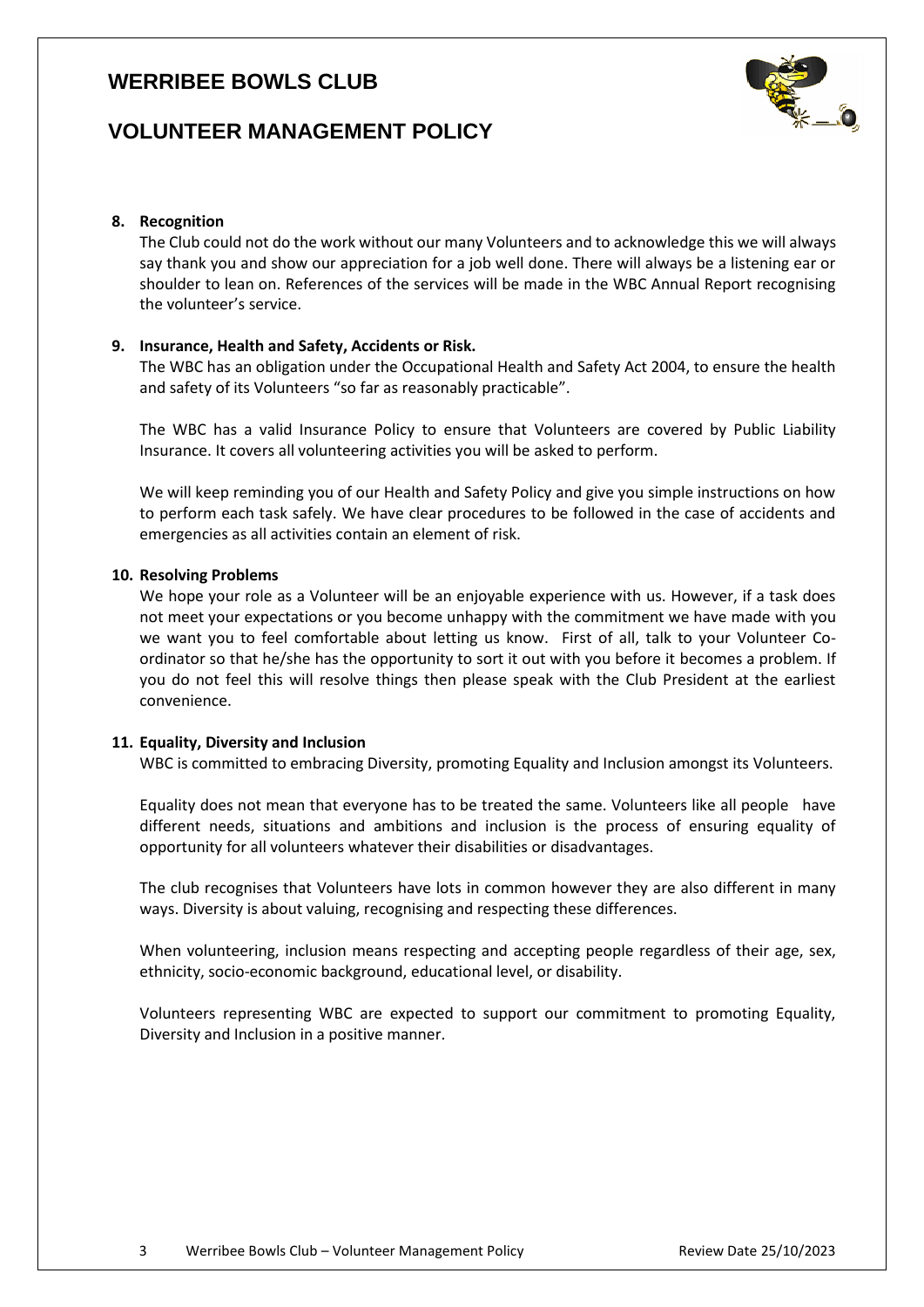## 8. Recognition

The Club could not do the work without our many Volunteers and to acknowledge this we will always say thank you and show our appreciation for a job well done. There will always be a listening ear or shoulder to lean on. References of the services will be made in the WBC Annual Report recognising the volunteer's service.

## 9. Insurance, Health and Safety, Accidents or Risk.

The WBC has an obligation under the Occupational Health and Safety Act 2004, to ensure the health and safety of its Volunteers "so far as reasonably practicable".

The WBC has a valid Insurance Policy to ensure that Volunteers are covered by Public Liability Insurance. It covers all volunteering activities you will be asked to perform.

We will keep reminding you of our Health and Safety Policy and give you simple instructions on how to perform each task safely. We have clear procedures to be followed in the case of accidents and emergencies as all activities contain an element of risk.

## 10. Resolving Problems

We hope your role as a Volunteer will be an enjoyable experience with us. However, if a task does not meet your expectations or you become unhappy with the commitment we have made with you we want you to feel comfortable about letting us know. First of all, talk to your Volunteer Co-ordinator so that he/she has the opportunity to sort it out with you before it becomes a problem. If you do not feel this will resolve things then please speak with the Club President at the earliest convenience.

## 11. Equality, Diversity and Inclusion

WBC is committed to embracing Diversity, promoting Equality and Inclusion amongst its Volunteers.

Equality does not mean that everyone has to be treated the same. Volunteers like all people have different needs, situations and ambitions and inclusion is the process of ensuring equality of opportunity for all volunteers whatever their disabilities or disadvantages.

The club recognises that Volunteers have lots in common however they are also different in many ways. Diversity is about valuing, recognising and respecting these differences.

When volunteering, inclusion means respecting and accepting people regardless of their age, sex, ethnicity, socio-economic background, educational level, or disability.

Volunteers representing WBC are expected to support our commitment to promoting Equality, Diversity and Inclusion in a positive manner.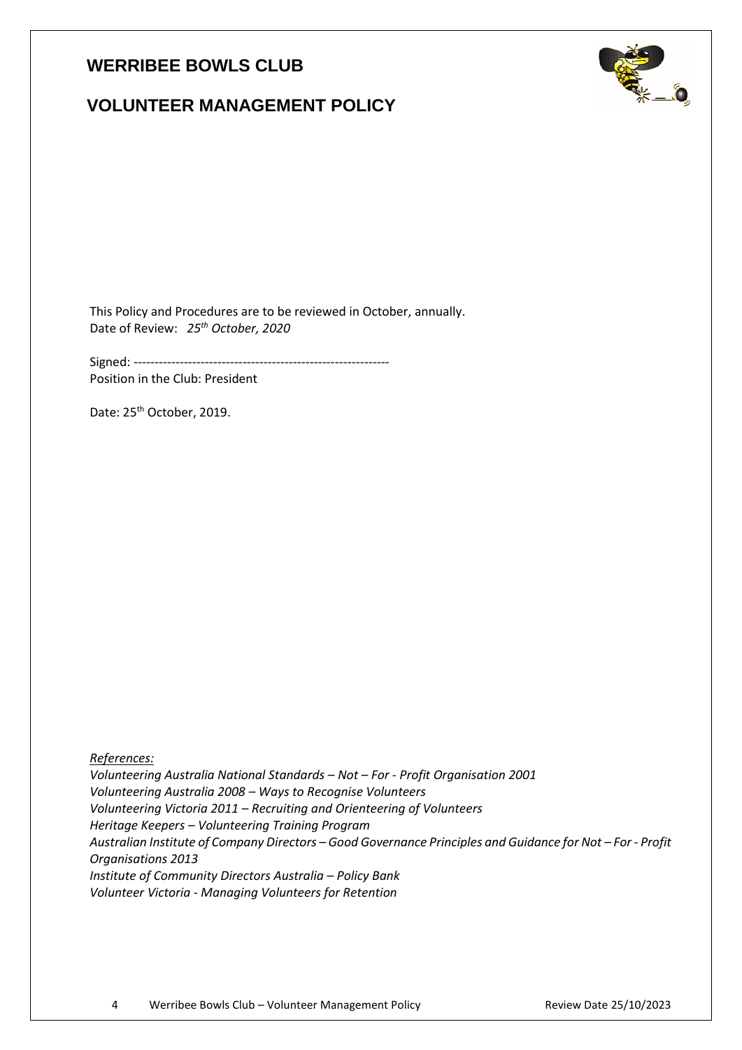# WERRIBEE BOWLS CLUB

## VOLUNTEER MANAGEMENT POLICY

This Policy and Procedures are to be reviewed in October, annually.
Date of Review: *25th October, 2020*

Signed: --------------------------------------------------------------
Position in the Club: President

Date: 25th October, 2019.

*References:*
*Volunteering Australia National Standards – Not – For - Profit Organisation 2001*
*Volunteering Australia 2008 – Ways to Recognise Volunteers*
*Volunteering Victoria 2011 – Recruiting and Orienteering of Volunteers*
*Heritage Keepers – Volunteering Training Program*
*Australian Institute of Company Directors – Good Governance Principles and Guidance for Not – For - Profit Organisations 2013*
*Institute of Community Directors Australia – Policy Bank*
*Volunteer Victoria - Managing Volunteers for Retention*